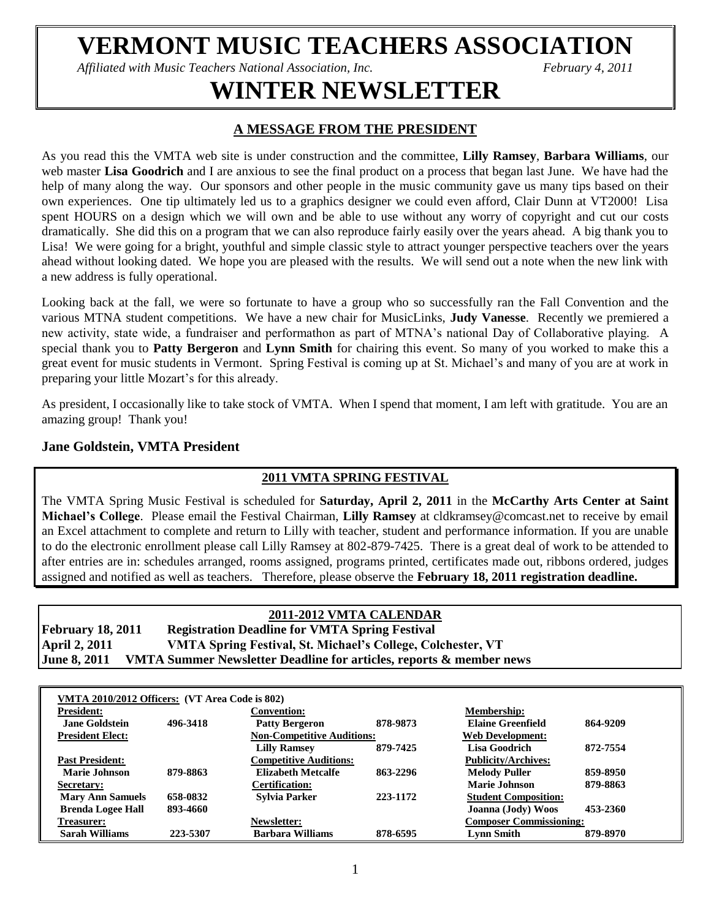# VERMONT MUSIC TEACHERS ASSOCIATION

*Affiliated with Music Teachers National Association, Inc.* *February 4, 2011*

# WINTER NEWSLETTER

## A MESSAGE FROM THE PRESIDENT

As you read this the VMTA web site is under construction and the committee, **Lilly Ramsey**, **Barbara Williams**, our web master **Lisa Goodrich** and I are anxious to see the final product on a process that began last June. We have had the help of many along the way. Our sponsors and other people in the music community gave us many tips based on their own experiences. One tip ultimately led us to a graphics designer we could even afford, Clair Dunn at VT2000! Lisa spent HOURS on a design which we will own and be able to use without any worry of copyright and cut our costs dramatically. She did this on a program that we can also reproduce fairly easily over the years ahead. A big thank you to Lisa! We were going for a bright, youthful and simple classic style to attract younger perspective teachers over the years ahead without looking dated. We hope you are pleased with the results. We will send out a note when the new link with a new address is fully operational.

Looking back at the fall, we were so fortunate to have a group who so successfully ran the Fall Convention and the various MTNA student competitions. We have a new chair for MusicLinks, **Judy Vanesse**. Recently we premiered a new activity, state wide, a fundraiser and performathon as part of MTNA's national Day of Collaborative playing. A special thank you to **Patty Bergeron** and **Lynn Smith** for chairing this event. So many of you worked to make this a great event for music students in Vermont. Spring Festival is coming up at St. Michael's and many of you are at work in preparing your little Mozart's for this already.

As president, I occasionally like to take stock of VMTA. When I spend that moment, I am left with gratitude. You are an amazing group! Thank you!

**Jane Goldstein, VMTA President**

## 2011 VMTA SPRING FESTIVAL

The VMTA Spring Music Festival is scheduled for **Saturday, April 2, 2011** in the **McCarthy Arts Center at Saint Michael's College**. Please email the Festival Chairman, **Lilly Ramsey** at cldkramsey@comcast.net to receive by email an Excel attachment to complete and return to Lilly with teacher, student and performance information. If you are unable to do the electronic enrollment please call Lilly Ramsey at 802-879-7425. There is a great deal of work to be attended to after entries are in: schedules arranged, rooms assigned, programs printed, certificates made out, ribbons ordered, judges assigned and notified as well as teachers. Therefore, please observe the **February 18, 2011 registration deadline.**

## 2011-2012 VMTA CALENDAR

| | |
|---|---|
| **February 18, 2011** | **Registration Deadline for VMTA Spring Festival** |
| **April 2, 2011** | **VMTA Spring Festival, St. Michael's College, Colchester, VT** |
| **June 8, 2011** | **VMTA Summer Newsletter Deadline for articles, reports & member news** |

**VMTA 2010/2012 Officers: (VT Area Code is 802)**

| | | | | | |
|---|---|---|---|---|---|
| **President:** | | **Convention:** | | **Membership:** | |
| **Jane Goldstein** | **496-3418** | **Patty Bergeron** | **878-9873** | **Elaine Greenfield** | **864-9209** |
| **President Elect:** | | **Non-Competitive Auditions:** | | **Web Development:** | |
| | | **Lilly Ramsey** | **879-7425** | **Lisa Goodrich** | **872-7554** |
| **Past President:** | | **Competitive Auditions:** | | **Publicity/Archives:** | |
| **Marie Johnson** | **879-8863** | **Elizabeth Metcalfe** | **863-2296** | **Melody Puller** | **859-8950** |
| **Secretary:** | | **Certification:** | | **Marie Johnson** | **879-8863** |
| **Mary Ann Samuels** | **658-0832** | **Sylvia Parker** | **223-1172** | **Student Composition:** | |
| **Brenda Logee Hall** | **893-4660** | | | **Joanna (Jody) Woos** | **453-2360** |
| **Treasurer:** | | **Newsletter:** | | **Composer Commissioning:** | |
| **Sarah Williams** | **223-5307** | **Barbara Williams** | **878-6595** | **Lynn Smith** | **879-8970** |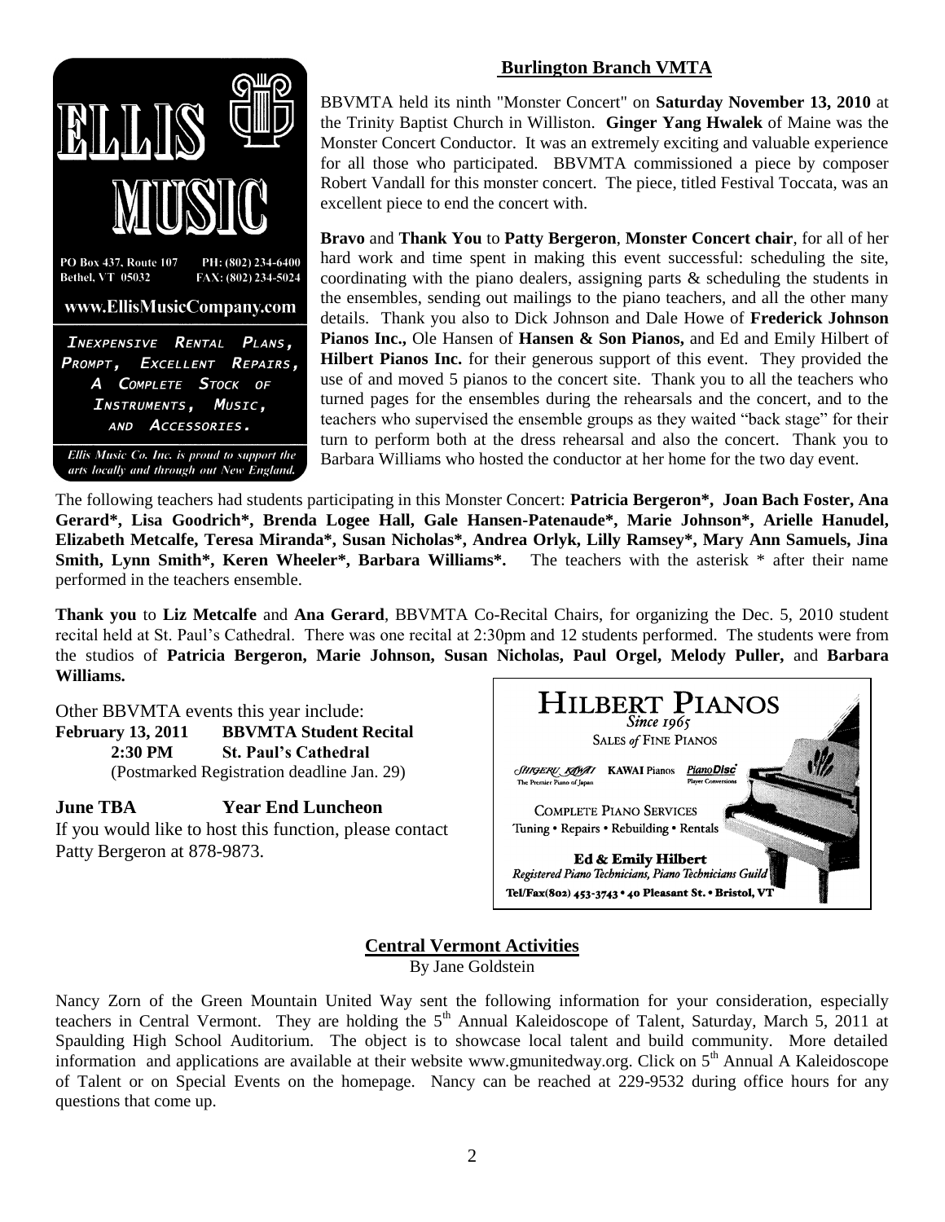**ELLIS MUSIC**

PO Box 437, Route 107 PH: (802) 234-6400
Bethel, VT 05032 FAX: (802) 234-5024

www.EllisMusicCompany.com

*Inexpensive Rental Plans, Prompt, Excellent Repairs, A Complete Stock of Instruments, Music, and Accessories.*

*Ellis Music Co. Inc. is proud to support the arts locally and through out New England.*

## Burlington Branch VMTA

BBVMTA held its ninth "Monster Concert" on **Saturday November 13, 2010** at the Trinity Baptist Church in Williston. **Ginger Yang Hwalek** of Maine was the Monster Concert Conductor. It was an extremely exciting and valuable experience for all those who participated. BBVMTA commissioned a piece by composer Robert Vandall for this monster concert. The piece, titled Festival Toccata, was an excellent piece to end the concert with.

**Bravo** and **Thank You** to **Patty Bergeron**, **Monster Concert chair**, for all of her hard work and time spent in making this event successful: scheduling the site, coordinating with the piano dealers, assigning parts & scheduling the students in the ensembles, sending out mailings to the piano teachers, and all the other many details. Thank you also to Dick Johnson and Dale Howe of **Frederick Johnson Pianos Inc.,** Ole Hansen of **Hansen & Son Pianos,** and Ed and Emily Hilbert of **Hilbert Pianos Inc.** for their generous support of this event. They provided the use of and moved 5 pianos to the concert site. Thank you to all the teachers who turned pages for the ensembles during the rehearsals and the concert, and to the teachers who supervised the ensemble groups as they waited "back stage" for their turn to perform both at the dress rehearsal and also the concert. Thank you to Barbara Williams who hosted the conductor at her home for the two day event.

The following teachers had students participating in this Monster Concert: **Patricia Bergeron*, Joan Bach Foster, Ana Gerard*, Lisa Goodrich*, Brenda Logee Hall, Gale Hansen-Patenaude*, Marie Johnson*, Arielle Hanudel, Elizabeth Metcalfe, Teresa Miranda*, Susan Nicholas*, Andrea Orlyk, Lilly Ramsey*, Mary Ann Samuels, Jina Smith, Lynn Smith*, Keren Wheeler*, Barbara Williams*.** The teachers with the asterisk * after their name performed in the teachers ensemble.

**Thank you** to **Liz Metcalfe** and **Ana Gerard**, BBVMTA Co-Recital Chairs, for organizing the Dec. 5, 2010 student recital held at St. Paul's Cathedral. There was one recital at 2:30pm and 12 students performed. The students were from the studios of **Patricia Bergeron, Marie Johnson, Susan Nicholas, Paul Orgel, Melody Puller,** and **Barbara Williams.**

Other BBVMTA events this year include:

**February 13, 2011** **BBVMTA Student Recital**
**2:30 PM** **St. Paul's Cathedral**
(Postmarked Registration deadline Jan. 29)

**June TBA** **Year End Luncheon**
If you would like to host this function, please contact Patty Bergeron at 878-9873.

**HILBERT PIANOS**
*Since 1965*
SALES *of* FINE PIANOS

SHIGERU KAWAI The Premier Piano of Japan — KAWAI Pianos — PianoDisc Player Conversions

COMPLETE PIANO SERVICES
Tuning • Repairs • Rebuilding • Rentals

**Ed & Emily Hilbert**
*Registered Piano Technicians, Piano Technicians Guild*
Tel/Fax(802) 453-3743 • 40 Pleasant St. • Bristol, VT

## Central Vermont Activities

By Jane Goldstein

Nancy Zorn of the Green Mountain United Way sent the following information for your consideration, especially teachers in Central Vermont. They are holding the 5th Annual Kaleidoscope of Talent, Saturday, March 5, 2011 at Spaulding High School Auditorium. The object is to showcase local talent and build community. More detailed information and applications are available at their website www.gmunitedway.org. Click on 5th Annual A Kaleidoscope of Talent or on Special Events on the homepage. Nancy can be reached at 229-9532 during office hours for any questions that come up.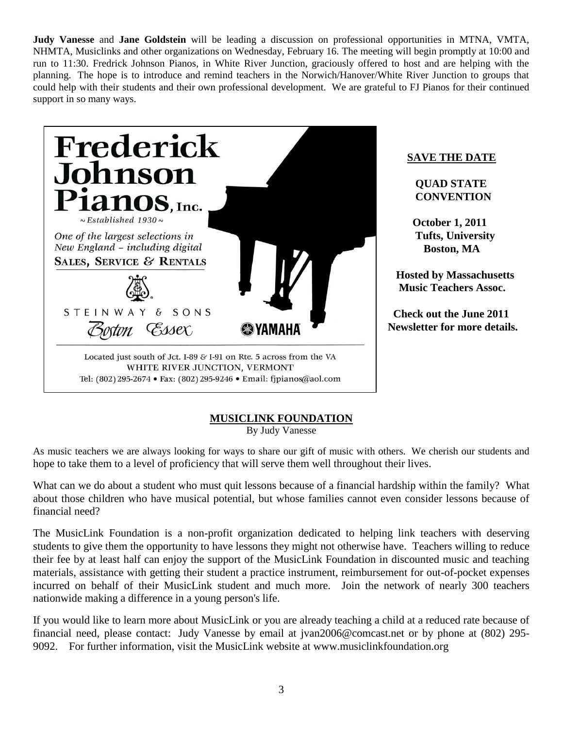**Judy Vanesse** and **Jane Goldstein** will be leading a discussion on professional opportunities in MTNA, VMTA, NHMTA, Musiclinks and other organizations on Wednesday, February 16. The meeting will begin promptly at 10:00 and run to 11:30. Fredrick Johnson Pianos, in White River Junction, graciously offered to host and are helping with the planning. The hope is to introduce and remind teachers in the Norwich/Hanover/White River Junction to groups that could help with their students and their own professional development. We are grateful to FJ Pianos for their continued support in so many ways.

**Frederick Johnson Pianos, Inc.**

*~ Established 1930 ~*

*One of the largest selections in New England – including digital*

SALES, SERVICE & RENTALS

STEINWAY & SONS

Boston Essex

YAMAHA

Located just south of Jct. I-89 & I-91 on Rte. 5 across from the VA
WHITE RIVER JUNCTION, VERMONT
Tel: (802) 295-2674 • Fax: (802) 295-9246 • Email: fjpianos@aol.com

**SAVE THE DATE**

**QUAD STATE CONVENTION**

**October 1, 2011**
**Tufts, University**
**Boston, MA**

**Hosted by Massachusetts Music Teachers Assoc.**

**Check out the June 2011 Newsletter for more details.**

## MUSICLINK FOUNDATION

By Judy Vanesse

As music teachers we are always looking for ways to share our gift of music with others. We cherish our students and hope to take them to a level of proficiency that will serve them well throughout their lives.

What can we do about a student who must quit lessons because of a financial hardship within the family? What about those children who have musical potential, but whose families cannot even consider lessons because of financial need?

The MusicLink Foundation is a non-profit organization dedicated to helping link teachers with deserving students to give them the opportunity to have lessons they might not otherwise have. Teachers willing to reduce their fee by at least half can enjoy the support of the MusicLink Foundation in discounted music and teaching materials, assistance with getting their student a practice instrument, reimbursement for out-of-pocket expenses incurred on behalf of their MusicLink student and much more. Join the network of nearly 300 teachers nationwide making a difference in a young person's life.

If you would like to learn more about MusicLink or you are already teaching a child at a reduced rate because of financial need, please contact: Judy Vanesse by email at jvan2006@comcast.net or by phone at (802) 295-9092. For further information, visit the MusicLink website at www.musiclinkfoundation.org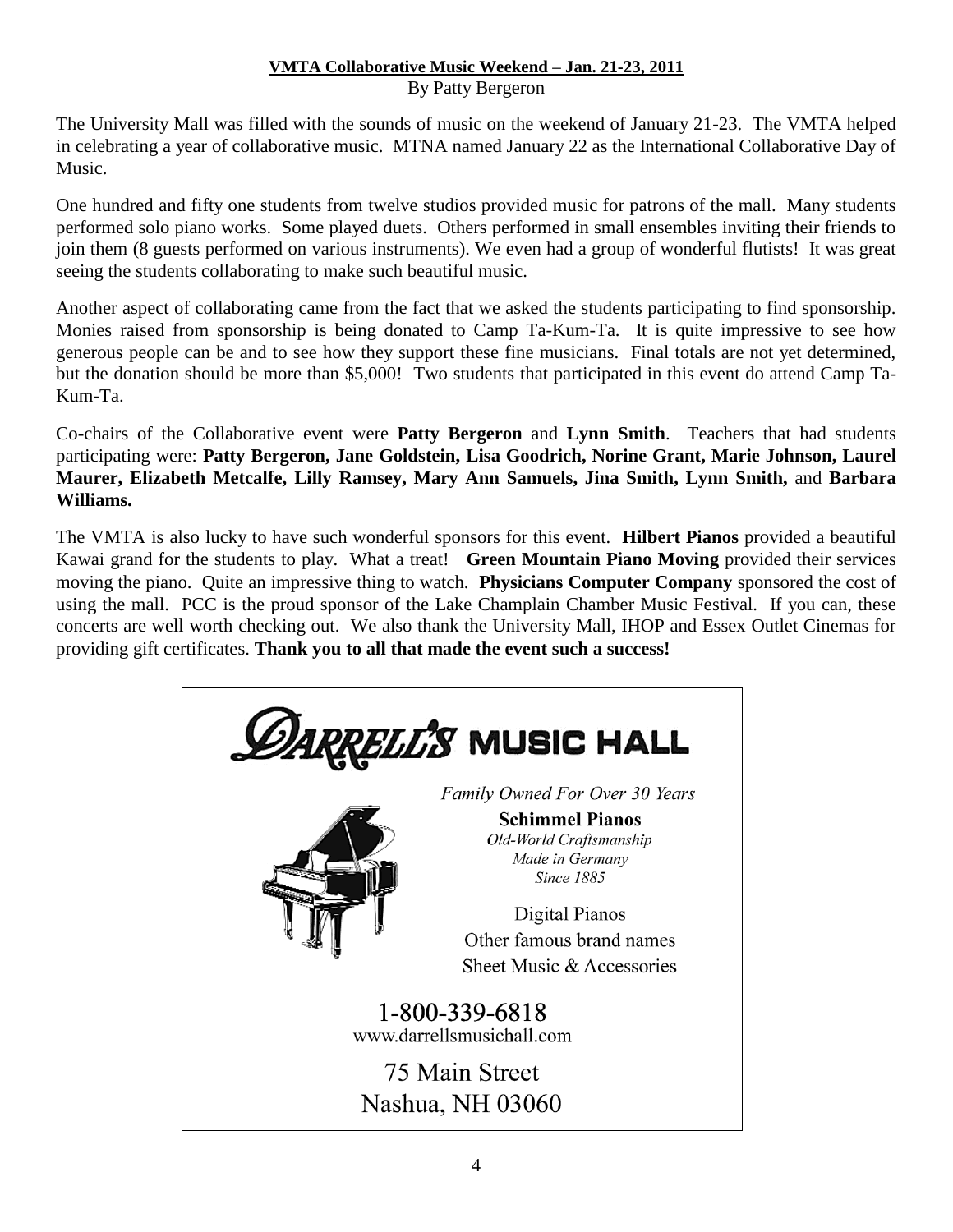## VMTA Collaborative Music Weekend – Jan. 21-23, 2011

By Patty Bergeron

The University Mall was filled with the sounds of music on the weekend of January 21-23. The VMTA helped in celebrating a year of collaborative music. MTNA named January 22 as the International Collaborative Day of Music.

One hundred and fifty one students from twelve studios provided music for patrons of the mall. Many students performed solo piano works. Some played duets. Others performed in small ensembles inviting their friends to join them (8 guests performed on various instruments). We even had a group of wonderful flutists! It was great seeing the students collaborating to make such beautiful music.

Another aspect of collaborating came from the fact that we asked the students participating to find sponsorship. Monies raised from sponsorship is being donated to Camp Ta-Kum-Ta. It is quite impressive to see how generous people can be and to see how they support these fine musicians. Final totals are not yet determined, but the donation should be more than $5,000! Two students that participated in this event do attend Camp Ta-Kum-Ta.

Co-chairs of the Collaborative event were **Patty Bergeron** and **Lynn Smith**. Teachers that had students participating were: **Patty Bergeron, Jane Goldstein, Lisa Goodrich, Norine Grant, Marie Johnson, Laurel Maurer, Elizabeth Metcalfe, Lilly Ramsey, Mary Ann Samuels, Jina Smith, Lynn Smith,** and **Barbara Williams.**

The VMTA is also lucky to have such wonderful sponsors for this event. **Hilbert Pianos** provided a beautiful Kawai grand for the students to play. What a treat! **Green Mountain Piano Moving** provided their services moving the piano. Quite an impressive thing to watch. **Physicians Computer Company** sponsored the cost of using the mall. PCC is the proud sponsor of the Lake Champlain Chamber Music Festival. If you can, these concerts are well worth checking out. We also thank the University Mall, IHOP and Essex Outlet Cinemas for providing gift certificates. **Thank you to all that made the event such a success!**

---

**DARRELL'S MUSIC HALL**

*Family Owned For Over 30 Years*

**Schimmel Pianos**
*Old-World Craftsmanship*
*Made in Germany*
*Since 1885*

Digital Pianos
Other famous brand names
Sheet Music & Accessories

1-800-339-6818
www.darrellsmusichall.com

75 Main Street
Nashua, NH 03060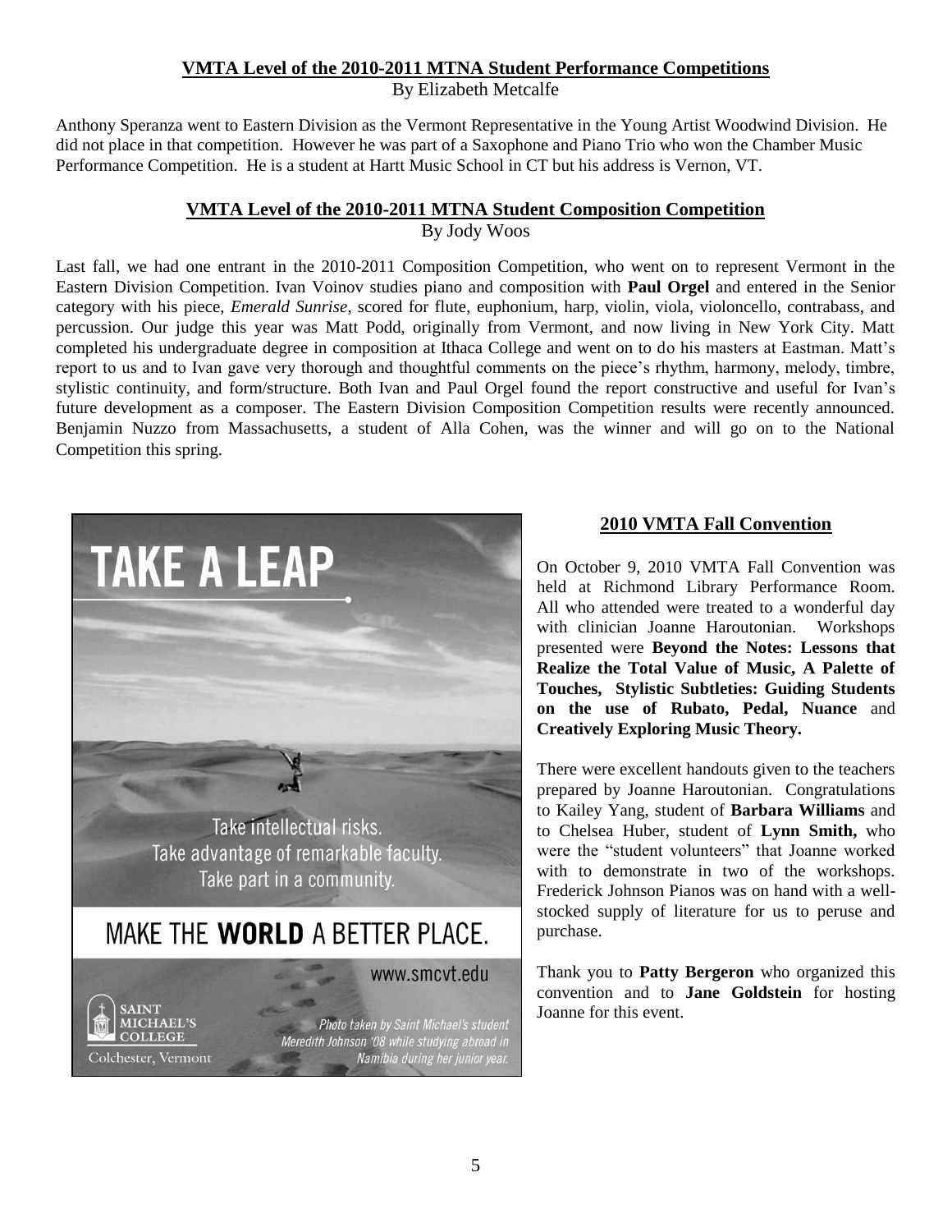## VMTA Level of the 2010-2011 MTNA Student Performance Competitions

By Elizabeth Metcalfe

Anthony Speranza went to Eastern Division as the Vermont Representative in the Young Artist Woodwind Division. He did not place in that competition. However he was part of a Saxophone and Piano Trio who won the Chamber Music Performance Competition. He is a student at Hartt Music School in CT but his address is Vernon, VT.

## VMTA Level of the 2010-2011 MTNA Student Composition Competition

By Jody Woos

Last fall, we had one entrant in the 2010-2011 Composition Competition, who went on to represent Vermont in the Eastern Division Competition. Ivan Voinov studies piano and composition with **Paul Orgel** and entered in the Senior category with his piece, *Emerald Sunrise*, scored for flute, euphonium, harp, violin, viola, violoncello, contrabass, and percussion. Our judge this year was Matt Podd, originally from Vermont, and now living in New York City. Matt completed his undergraduate degree in composition at Ithaca College and went on to do his masters at Eastman. Matt's report to us and to Ivan gave very thorough and thoughtful comments on the piece's rhythm, harmony, melody, timbre, stylistic continuity, and form/structure. Both Ivan and Paul Orgel found the report constructive and useful for Ivan's future development as a composer. The Eastern Division Composition Competition results were recently announced. Benjamin Nuzzo from Massachusetts, a student of Alla Cohen, was the winner and will go on to the National Competition this spring.

TAKE A LEAP

Take intellectual risks.
Take advantage of remarkable faculty.
Take part in a community.

MAKE THE **WORLD** A BETTER PLACE.

www.smcvt.edu

SAINT MICHAEL'S COLLEGE
Colchester, Vermont

*Photo taken by Saint Michael's student Meredith Johnson '08 while studying abroad in Namibia during her junior year.*

## 2010 VMTA Fall Convention

On October 9, 2010 VMTA Fall Convention was held at Richmond Library Performance Room. All who attended were treated to a wonderful day with clinician Joanne Haroutonian. Workshops presented were **Beyond the Notes: Lessons that Realize the Total Value of Music, A Palette of Touches, Stylistic Subtleties: Guiding Students on the use of Rubato, Pedal, Nuance** and **Creatively Exploring Music Theory.**

There were excellent handouts given to the teachers prepared by Joanne Haroutonian. Congratulations to Kailey Yang, student of **Barbara Williams** and to Chelsea Huber, student of **Lynn Smith,** who were the "student volunteers" that Joanne worked with to demonstrate in two of the workshops. Frederick Johnson Pianos was on hand with a well-stocked supply of literature for us to peruse and purchase.

Thank you to **Patty Bergeron** who organized this convention and to **Jane Goldstein** for hosting Joanne for this event.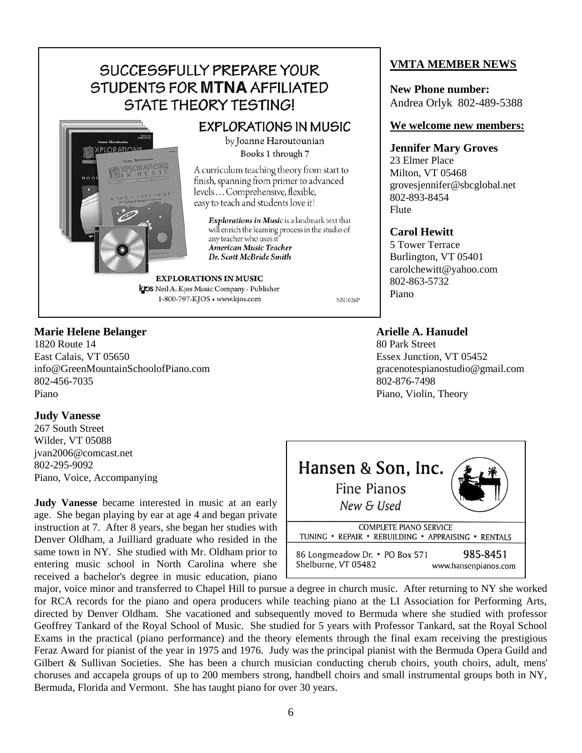SUCCESSFULLY PREPARE YOUR STUDENTS FOR **MTNA** AFFILIATED STATE THEORY TESTING!

EXPLORATIONS IN MUSIC

by Joanne Haroutounian

Books 1 through 7

A curriculum teaching theory from start to finish, spanning from primer to advanced levels … Comprehensive, flexible, easy to teach and students love it!

*Explorations in Music* is a landmark text that will enrich the learning process in the studio of any teacher who uses it"
***American Music Teacher***
***Dr. Scott McBride Smith***

EXPLORATIONS IN MUSIC
Neil A. Kjos Music Company - Publisher
1-800-797-KJOS • www.kjos.com

NN1026P

## VMTA MEMBER NEWS

**New Phone number:**
Andrea Orlyk 802-489-5388

**We welcome new members:**

**Jennifer Mary Groves**
23 Elmer Place
Milton, VT 05468
grovesjennifer@sbcglobal.net
802-893-8454
Flute

**Carol Hewitt**
5 Tower Terrace
Burlington, VT 05401
carolchewitt@yahoo.com
802-863-5732
Piano

**Marie Helene Belanger**
1820 Route 14
East Calais, VT 05650
info@GreenMountainSchoolofPiano.com
802-456-7035
Piano

**Arielle A. Hanudel**
80 Park Street
Essex Junction, VT 05452
gracenotespianostudio@gmail.com
802-876-7498
Piano, Violin, Theory

**Judy Vanesse**
267 South Street
Wilder, VT 05088
jvan2006@comcast.net
802-295-9092
Piano, Voice, Accompanying

Hansen & Son, Inc.
Fine Pianos
*New & Used*

COMPLETE PIANO SERVICE
TUNING • REPAIR • REBUILDING • APPRAISING • RENTALS

86 Longmeadow Dr. • PO Box 571
Shelburne, VT 05482
985-8451
www.hansenpianos.com

**Judy Vanesse** became interested in music at an early age. She began playing by ear at age 4 and began private instruction at 7. After 8 years, she began her studies with Denver Oldham, a Juilliard graduate who resided in the same town in NY. She studied with Mr. Oldham prior to entering music school in North Carolina where she received a bachelor's degree in music education, piano major, voice minor and transferred to Chapel Hill to pursue a degree in church music. After returning to NY she worked for RCA records for the piano and opera producers while teaching piano at the LI Association for Performing Arts, directed by Denver Oldham. She vacationed and subsequently moved to Bermuda where she studied with professor Geoffrey Tankard of the Royal School of Music. She studied for 5 years with Professor Tankard, sat the Royal School Exams in the practical (piano performance) and the theory elements through the final exam receiving the prestigious Feraz Award for pianist of the year in 1975 and 1976. Judy was the principal pianist with the Bermuda Opera Guild and Gilbert & Sullivan Societies. She has been a church musician conducting cherub choirs, youth choirs, adult, mens' choruses and accapela groups of up to 200 members strong, handbell choirs and small instrumental groups both in NY, Bermuda, Florida and Vermont. She has taught piano for over 30 years.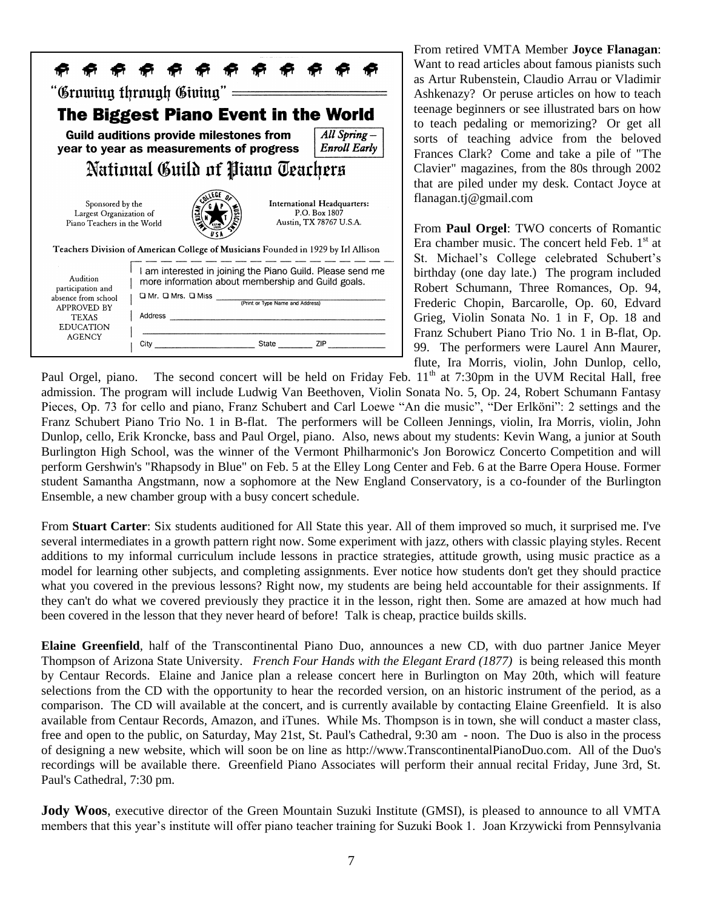"Growing through Giving"

## The Biggest Piano Event in the World

**Guild auditions provide milestones from year to year as measurements of progress**

*All Spring – Enroll Early*

### National Guild of Piano Teachers

Sponsored by the Largest Organization of Piano Teachers in the World

International Headquarters: P.O. Box 1807 Austin, TX 78767 U.S.A.

Teachers Division of American College of Musicians Founded in 1929 by Irl Allison

Audition participation and absence from school APPROVED BY TEXAS EDUCATION AGENCY

I am interested in joining the Piano Guild. Please send me more information about membership and Guild goals.

☐ Mr. ☐ Mrs. ☐ Miss ______________________ (Print or Type Name and Address)

Address ______________________

______________________

City ____________ State ________ ZIP ____________

From retired VMTA Member **Joyce Flanagan**: Want to read articles about famous pianists such as Artur Rubenstein, Claudio Arrau or Vladimir Ashkenazy? Or peruse articles on how to teach teenage beginners or see illustrated bars on how to teach pedaling or memorizing? Or get all sorts of teaching advice from the beloved Frances Clark? Come and take a pile of "The Clavier" magazines, from the 80s through 2002 that are piled under my desk. Contact Joyce at flanagan.tj@gmail.com

From **Paul Orgel**: TWO concerts of Romantic Era chamber music. The concert held Feb. 1st at St. Michael's College celebrated Schubert's birthday (one day late.) The program included Robert Schumann, Three Romances, Op. 94, Frederic Chopin, Barcarolle, Op. 60, Edvard Grieg, Violin Sonata No. 1 in F, Op. 18 and Franz Schubert Piano Trio No. 1 in B-flat, Op. 99. The performers were Laurel Ann Maurer, flute, Ira Morris, violin, John Dunlop, cello, Paul Orgel, piano. The second concert will be held on Friday Feb. 11th at 7:30pm in the UVM Recital Hall, free admission. The program will include Ludwig Van Beethoven, Violin Sonata No. 5, Op. 24, Robert Schumann Fantasy Pieces, Op. 73 for cello and piano, Franz Schubert and Carl Loewe "An die music", "Der Erlköni": 2 settings and the Franz Schubert Piano Trio No. 1 in B-flat. The performers will be Colleen Jennings, violin, Ira Morris, violin, John Dunlop, cello, Erik Kroncke, bass and Paul Orgel, piano. Also, news about my students: Kevin Wang, a junior at South Burlington High School, was the winner of the Vermont Philharmonic's Jon Borowicz Concerto Competition and will perform Gershwin's "Rhapsody in Blue" on Feb. 5 at the Elley Long Center and Feb. 6 at the Barre Opera House. Former student Samantha Angstmann, now a sophomore at the New England Conservatory, is a co-founder of the Burlington Ensemble, a new chamber group with a busy concert schedule.

From **Stuart Carter**: Six students auditioned for All State this year. All of them improved so much, it surprised me. I've several intermediates in a growth pattern right now. Some experiment with jazz, others with classic playing styles. Recent additions to my informal curriculum include lessons in practice strategies, attitude growth, using music practice as a model for learning other subjects, and completing assignments. Ever notice how students don't get they should practice what you covered in the previous lessons? Right now, my students are being held accountable for their assignments. If they can't do what we covered previously they practice it in the lesson, right then. Some are amazed at how much had been covered in the lesson that they never heard of before! Talk is cheap, practice builds skills.

**Elaine Greenfield**, half of the Transcontinental Piano Duo, announces a new CD, with duo partner Janice Meyer Thompson of Arizona State University. *French Four Hands with the Elegant Erard (1877)* is being released this month by Centaur Records. Elaine and Janice plan a release concert here in Burlington on May 20th, which will feature selections from the CD with the opportunity to hear the recorded version, on an historic instrument of the period, as a comparison. The CD will available at the concert, and is currently available by contacting Elaine Greenfield. It is also available from Centaur Records, Amazon, and iTunes. While Ms. Thompson is in town, she will conduct a master class, free and open to the public, on Saturday, May 21st, St. Paul's Cathedral, 9:30 am - noon. The Duo is also in the process of designing a new website, which will soon be on line as http://www.TranscontinentalPianoDuo.com. All of the Duo's recordings will be available there. Greenfield Piano Associates will perform their annual recital Friday, June 3rd, St. Paul's Cathedral, 7:30 pm.

**Jody Woos**, executive director of the Green Mountain Suzuki Institute (GMSI), is pleased to announce to all VMTA members that this year's institute will offer piano teacher training for Suzuki Book 1. Joan Krzywicki from Pennsylvania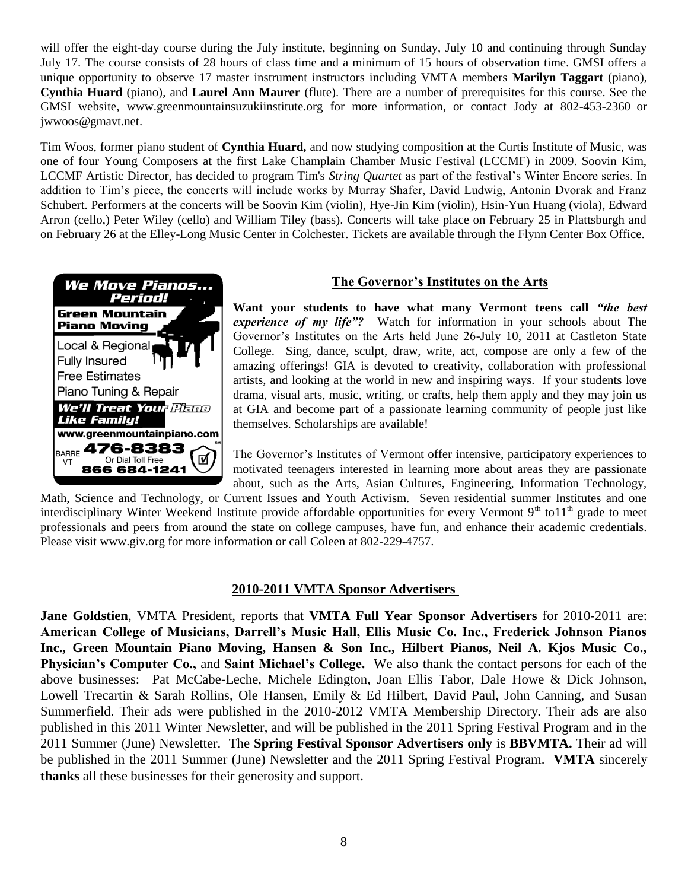will offer the eight-day course during the July institute, beginning on Sunday, July 10 and continuing through Sunday July 17. The course consists of 28 hours of class time and a minimum of 15 hours of observation time. GMSI offers a unique opportunity to observe 17 master instrument instructors including VMTA members **Marilyn Taggart** (piano), **Cynthia Huard** (piano), and **Laurel Ann Maurer** (flute). There are a number of prerequisites for this course. See the GMSI website, www.greenmountainsuzukiinstitute.org for more information, or contact Jody at 802-453-2360 or jwwoos@gmavt.net.

Tim Woos, former piano student of **Cynthia Huard,** and now studying composition at the Curtis Institute of Music, was one of four Young Composers at the first Lake Champlain Chamber Music Festival (LCCMF) in 2009. Soovin Kim, LCCMF Artistic Director, has decided to program Tim's *String Quartet* as part of the festival's Winter Encore series. In addition to Tim's piece, the concerts will include works by Murray Shafer, David Ludwig, Antonin Dvorak and Franz Schubert. Performers at the concerts will be Soovin Kim (violin), Hye-Jin Kim (violin), Hsin-Yun Huang (viola), Edward Arron (cello,) Peter Wiley (cello) and William Tiley (bass). Concerts will take place on February 25 in Plattsburgh and on February 26 at the Elley-Long Music Center in Colchester. Tickets are available through the Flynn Center Box Office.

**We Move Pianos... Period!**
**Green Mountain Piano Moving**
Local & Regional
Fully Insured
Free Estimates
Piano Tuning & Repair
***We'll Treat Your Piano Like Family!***
www.greenmountainpiano.com
BARRE VT **476-8383**
Or Dial Toll Free **866 684-1241**

## The Governor's Institutes on the Arts

**Want your students to have what many Vermont teens call *"the best experience of my life"?*** Watch for information in your schools about The Governor's Institutes on the Arts held June 26-July 10, 2011 at Castleton State College. Sing, dance, sculpt, draw, write, act, compose are only a few of the amazing offerings! GIA is devoted to creativity, collaboration with professional artists, and looking at the world in new and inspiring ways. If your students love drama, visual arts, music, writing, or crafts, help them apply and they may join us at GIA and become part of a passionate learning community of people just like themselves. Scholarships are available!

The Governor's Institutes of Vermont offer intensive, participatory experiences to motivated teenagers interested in learning more about areas they are passionate about, such as the Arts, Asian Cultures, Engineering, Information Technology, Math, Science and Technology, or Current Issues and Youth Activism. Seven residential summer Institutes and one interdisciplinary Winter Weekend Institute provide affordable opportunities for every Vermont 9th to11th grade to meet professionals and peers from around the state on college campuses, have fun, and enhance their academic credentials. Please visit www.giv.org for more information or call Coleen at 802-229-4757.

## 2010-2011 VMTA Sponsor Advertisers

**Jane Goldstien**, VMTA President, reports that **VMTA Full Year Sponsor Advertisers** for 2010-2011 are: **American College of Musicians, Darrell's Music Hall, Ellis Music Co. Inc., Frederick Johnson Pianos Inc., Green Mountain Piano Moving, Hansen & Son Inc., Hilbert Pianos, Neil A. Kjos Music Co., Physician's Computer Co.,** and **Saint Michael's College.** We also thank the contact persons for each of the above businesses: Pat McCabe-Leche, Michele Edington, Joan Ellis Tabor, Dale Howe & Dick Johnson, Lowell Trecartin & Sarah Rollins, Ole Hansen, Emily & Ed Hilbert, David Paul, John Canning, and Susan Summerfield. Their ads were published in the 2010-2012 VMTA Membership Directory. Their ads are also published in this 2011 Winter Newsletter, and will be published in the 2011 Spring Festival Program and in the 2011 Summer (June) Newsletter. The **Spring Festival Sponsor Advertisers only** is **BBVMTA.** Their ad will be published in the 2011 Summer (June) Newsletter and the 2011 Spring Festival Program. **VMTA** sincerely **thanks** all these businesses for their generosity and support.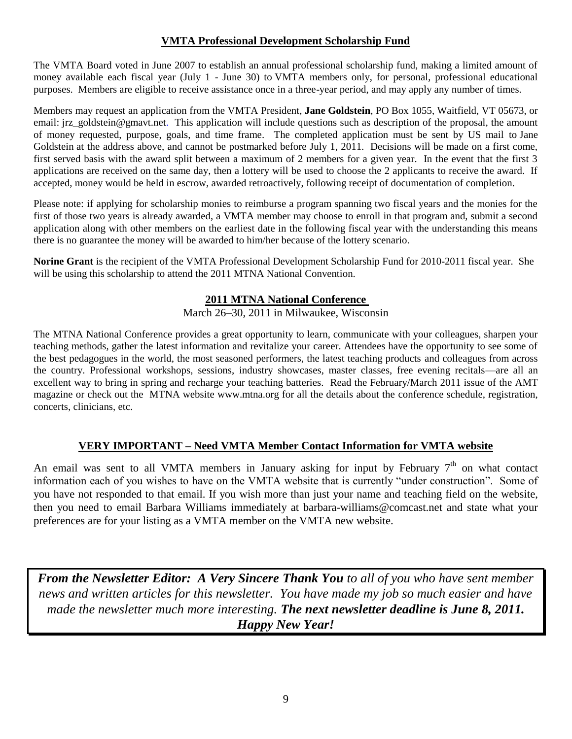## VMTA Professional Development Scholarship Fund

The VMTA Board voted in June 2007 to establish an annual professional scholarship fund, making a limited amount of money available each fiscal year (July 1 - June 30) to VMTA members only, for personal, professional educational purposes. Members are eligible to receive assistance once in a three-year period, and may apply any number of times.

Members may request an application from the VMTA President, **Jane Goldstein**, PO Box 1055, Waitfield, VT 05673, or email: jrz_goldstein@gmavt.net. This application will include questions such as description of the proposal, the amount of money requested, purpose, goals, and time frame. The completed application must be sent by US mail to Jane Goldstein at the address above, and cannot be postmarked before July 1, 2011. Decisions will be made on a first come, first served basis with the award split between a maximum of 2 members for a given year. In the event that the first 3 applications are received on the same day, then a lottery will be used to choose the 2 applicants to receive the award. If accepted, money would be held in escrow, awarded retroactively, following receipt of documentation of completion.

Please note: if applying for scholarship monies to reimburse a program spanning two fiscal years and the monies for the first of those two years is already awarded, a VMTA member may choose to enroll in that program and, submit a second application along with other members on the earliest date in the following fiscal year with the understanding this means there is no guarantee the money will be awarded to him/her because of the lottery scenario.

**Norine Grant** is the recipient of the VMTA Professional Development Scholarship Fund for 2010-2011 fiscal year. She will be using this scholarship to attend the 2011 MTNA National Convention.

## 2011 MTNA National Conference

March 26–30, 2011 in Milwaukee, Wisconsin

The MTNA National Conference provides a great opportunity to learn, communicate with your colleagues, sharpen your teaching methods, gather the latest information and revitalize your career. Attendees have the opportunity to see some of the best pedagogues in the world, the most seasoned performers, the latest teaching products and colleagues from across the country. Professional workshops, sessions, industry showcases, master classes, free evening recitals—are all an excellent way to bring in spring and recharge your teaching batteries. Read the February/March 2011 issue of the AMT magazine or check out the MTNA website www.mtna.org for all the details about the conference schedule, registration, concerts, clinicians, etc.

## VERY IMPORTANT – Need VMTA Member Contact Information for VMTA website

An email was sent to all VMTA members in January asking for input by February 7th on what contact information each of you wishes to have on the VMTA website that is currently "under construction". Some of you have not responded to that email. If you wish more than just your name and teaching field on the website, then you need to email Barbara Williams immediately at barbara-williams@comcast.net and state what your preferences are for your listing as a VMTA member on the VMTA new website.

***From the Newsletter Editor: A Very Sincere Thank You** to all of you who have sent member news and written articles for this newsletter. You have made my job so much easier and have made the newsletter much more interesting. **The next newsletter deadline is June 8, 2011. Happy New Year!***